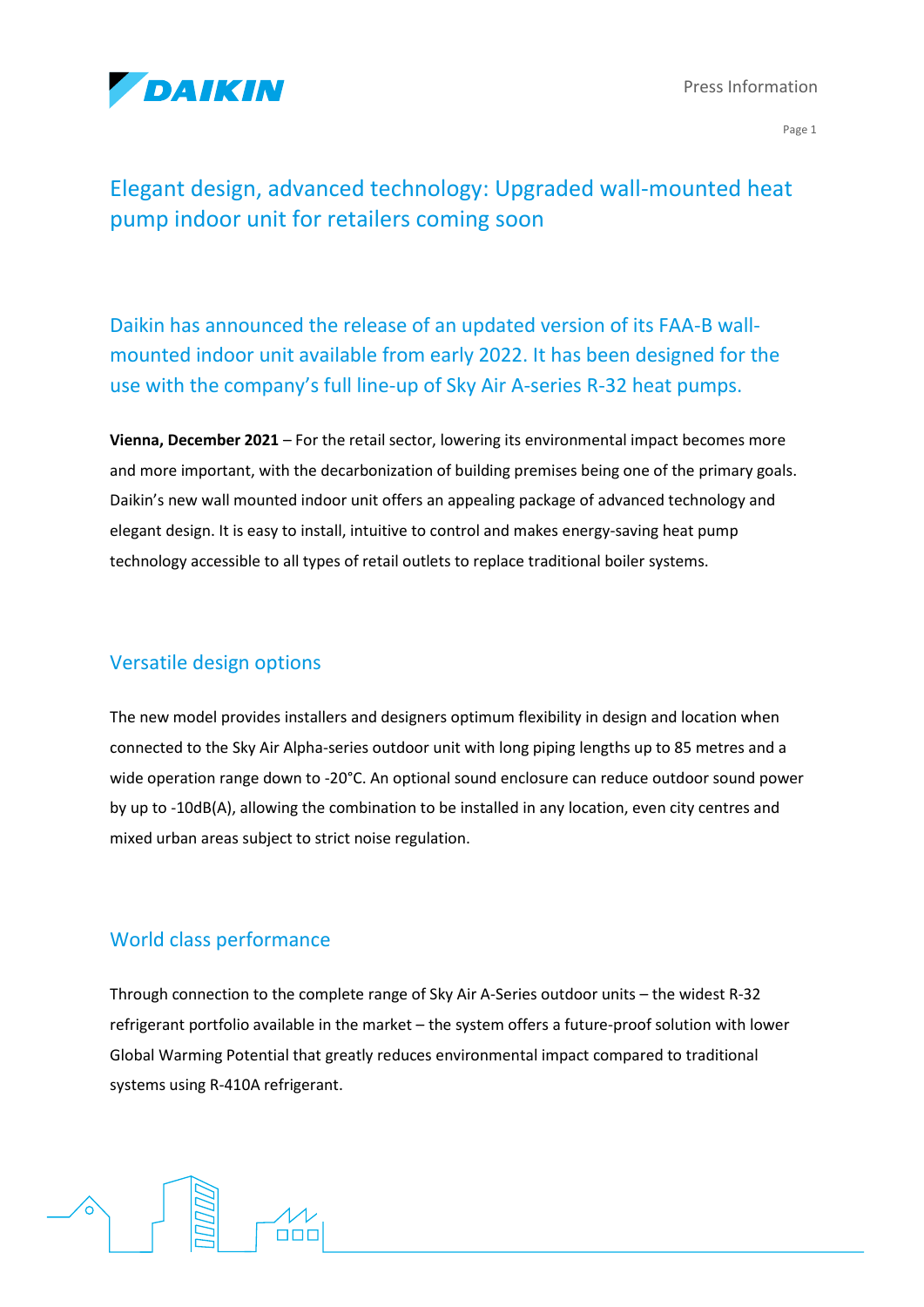# Elegant design, advanced technology: Upgraded wall-mounted heat pump indoor unit for retailers coming soon

Daikin has announced the release of an updated version of its FAA-B wall-mounted indoor unit available from early 2022. It has been designed for the use with the company's full line-up of Sky Air A-series R-32 heat pumps.

**Vienna, December 2021** – For the retail sector, lowering its environmental impact becomes more and more important, with the decarbonization of building premises being one of the primary goals. Daikin's new wall mounted indoor unit offers an appealing package of advanced technology and elegant design. It is easy to install, intuitive to control and makes energy-saving heat pump technology accessible to all types of retail outlets to replace traditional boiler systems.

## Versatile design options

The new model provides installers and designers optimum flexibility in design and location when connected to the Sky Air Alpha-series outdoor unit with long piping lengths up to 85 metres and a wide operation range down to -20°C. An optional sound enclosure can reduce outdoor sound power by up to -10dB(A), allowing the combination to be installed in any location, even city centres and mixed urban areas subject to strict noise regulation.

## World class performance

Through connection to the complete range of Sky Air A-Series outdoor units – the widest R-32 refrigerant portfolio available in the market – the system offers a future-proof solution with lower Global Warming Potential that greatly reduces environmental impact compared to traditional systems using R-410A refrigerant.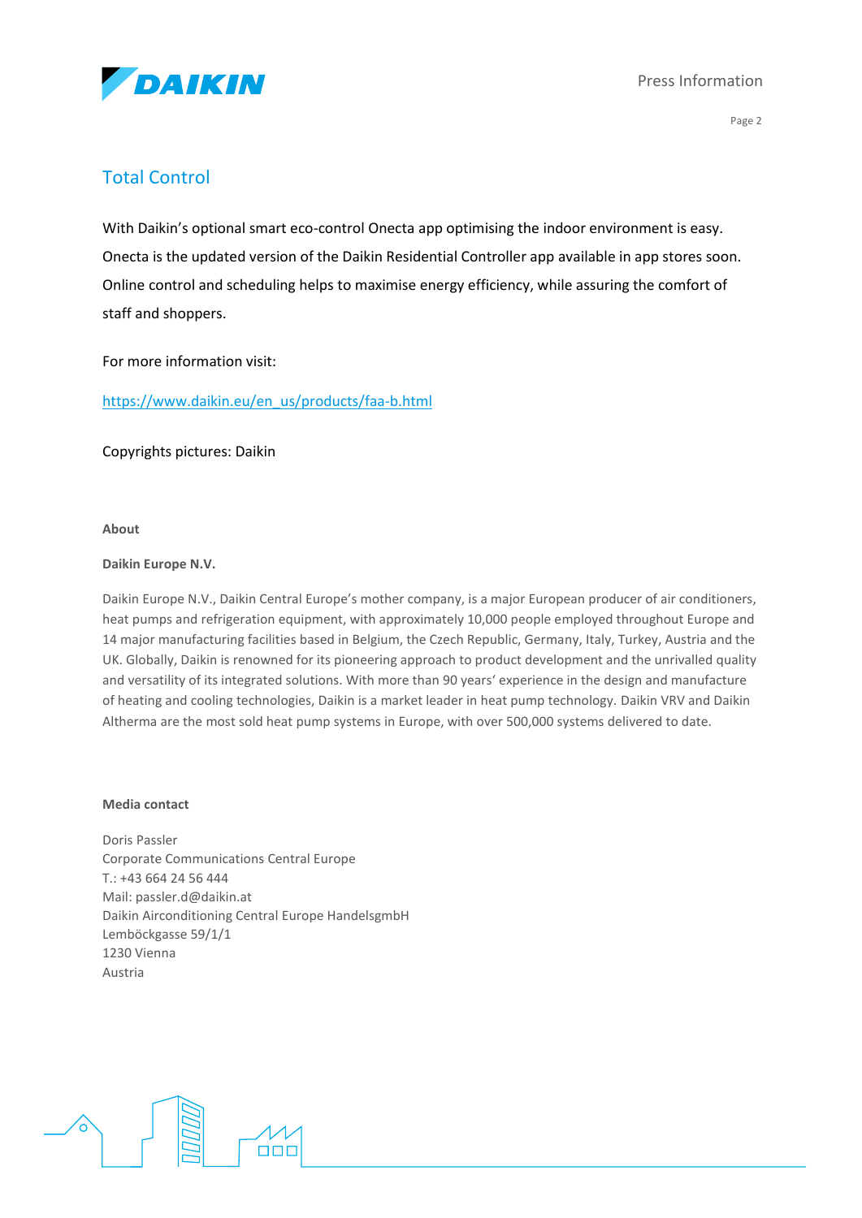## Total Control

With Daikin's optional smart eco-control Onecta app optimising the indoor environment is easy. Onecta is the updated version of the Daikin Residential Controller app available in app stores soon. Online control and scheduling helps to maximise energy efficiency, while assuring the comfort of staff and shoppers.

For more information visit:

https://www.daikin.eu/en_us/products/faa-b.html

Copyrights pictures: Daikin

**About**

**Daikin Europe N.V.**

Daikin Europe N.V., Daikin Central Europe's mother company, is a major European producer of air conditioners, heat pumps and refrigeration equipment, with approximately 10,000 people employed throughout Europe and 14 major manufacturing facilities based in Belgium, the Czech Republic, Germany, Italy, Turkey, Austria and the UK. Globally, Daikin is renowned for its pioneering approach to product development and the unrivalled quality and versatility of its integrated solutions. With more than 90 years' experience in the design and manufacture of heating and cooling technologies, Daikin is a market leader in heat pump technology. Daikin VRV and Daikin Altherma are the most sold heat pump systems in Europe, with over 500,000 systems delivered to date.

**Media contact**

Doris Passler  
Corporate Communications Central Europe  
T.: +43 664 24 56 444  
Mail: passler.d@daikin.at  
Daikin Airconditioning Central Europe HandelsgmbH  
Lemböckgasse 59/1/1  
1230 Vienna  
Austria